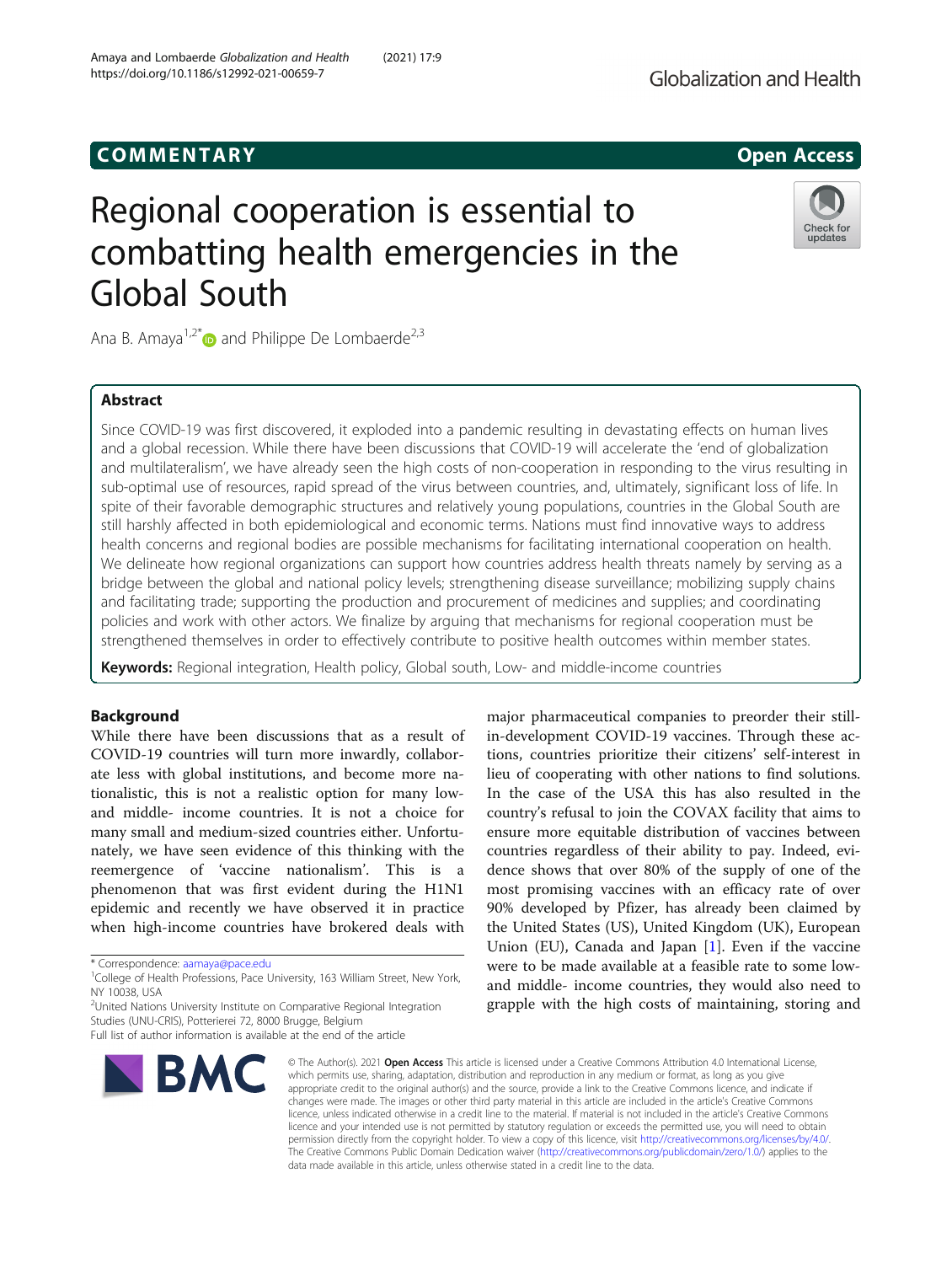COMMENTARY

Open Access

# Regional cooperation is essential to combatting health emergencies in the Global South

Ana B. Amaya[1,2*] and Philippe De Lombaerde[2,3]

## Abstract

Since COVID-19 was first discovered, it exploded into a pandemic resulting in devastating effects on human lives and a global recession. While there have been discussions that COVID-19 will accelerate the 'end of globalization and multilateralism', we have already seen the high costs of non-cooperation in responding to the virus resulting in sub-optimal use of resources, rapid spread of the virus between countries, and, ultimately, significant loss of life. In spite of their favorable demographic structures and relatively young populations, countries in the Global South are still harshly affected in both epidemiological and economic terms. Nations must find innovative ways to address health concerns and regional bodies are possible mechanisms for facilitating international cooperation on health. We delineate how regional organizations can support how countries address health threats namely by serving as a bridge between the global and national policy levels; strengthening disease surveillance; mobilizing supply chains and facilitating trade; supporting the production and procurement of medicines and supplies; and coordinating policies and work with other actors. We finalize by arguing that mechanisms for regional cooperation must be strengthened themselves in order to effectively contribute to positive health outcomes within member states.

**Keywords:** Regional integration, Health policy, Global south, Low- and middle-income countries

## Background

While there have been discussions that as a result of COVID-19 countries will turn more inwardly, collaborate less with global institutions, and become more nationalistic, this is not a realistic option for many low- and middle- income countries. It is not a choice for many small and medium-sized countries either. Unfortunately, we have seen evidence of this thinking with the reemergence of 'vaccine nationalism'. This is a phenomenon that was first evident during the H1N1 epidemic and recently we have observed it in practice when high-income countries have brokered deals with major pharmaceutical companies to preorder their still-in-development COVID-19 vaccines. Through these actions, countries prioritize their citizens' self-interest in lieu of cooperating with other nations to find solutions. In the case of the USA this has also resulted in the country's refusal to join the COVAX facility that aims to ensure more equitable distribution of vaccines between countries regardless of their ability to pay. Indeed, evidence shows that over 80% of the supply of one of the most promising vaccines with an efficacy rate of over 90% developed by Pfizer, has already been claimed by the United States (US), United Kingdom (UK), European Union (EU), Canada and Japan [1]. Even if the vaccine were to be made available at a feasible rate to some low- and middle- income countries, they would also need to grapple with the high costs of maintaining, storing and

\* Correspondence: aamaya@pace.edu
[1]College of Health Professions, Pace University, 163 William Street, New York, NY 10038, USA
[2]United Nations University Institute on Comparative Regional Integration Studies (UNU-CRIS), Potterierei 72, 8000 Brugge, Belgium
Full list of author information is available at the end of the article

© The Author(s). 2021 **Open Access** This article is licensed under a Creative Commons Attribution 4.0 International License, which permits use, sharing, adaptation, distribution and reproduction in any medium or format, as long as you give appropriate credit to the original author(s) and the source, provide a link to the Creative Commons licence, and indicate if changes were made. The images or other third party material in this article are included in the article's Creative Commons licence, unless indicated otherwise in a credit line to the material. If material is not included in the article's Creative Commons licence and your intended use is not permitted by statutory regulation or exceeds the permitted use, you will need to obtain permission directly from the copyright holder. To view a copy of this licence, visit http://creativecommons.org/licenses/by/4.0/. The Creative Commons Public Domain Dedication waiver (http://creativecommons.org/publicdomain/zero/1.0/) applies to the data made available in this article, unless otherwise stated in a credit line to the data.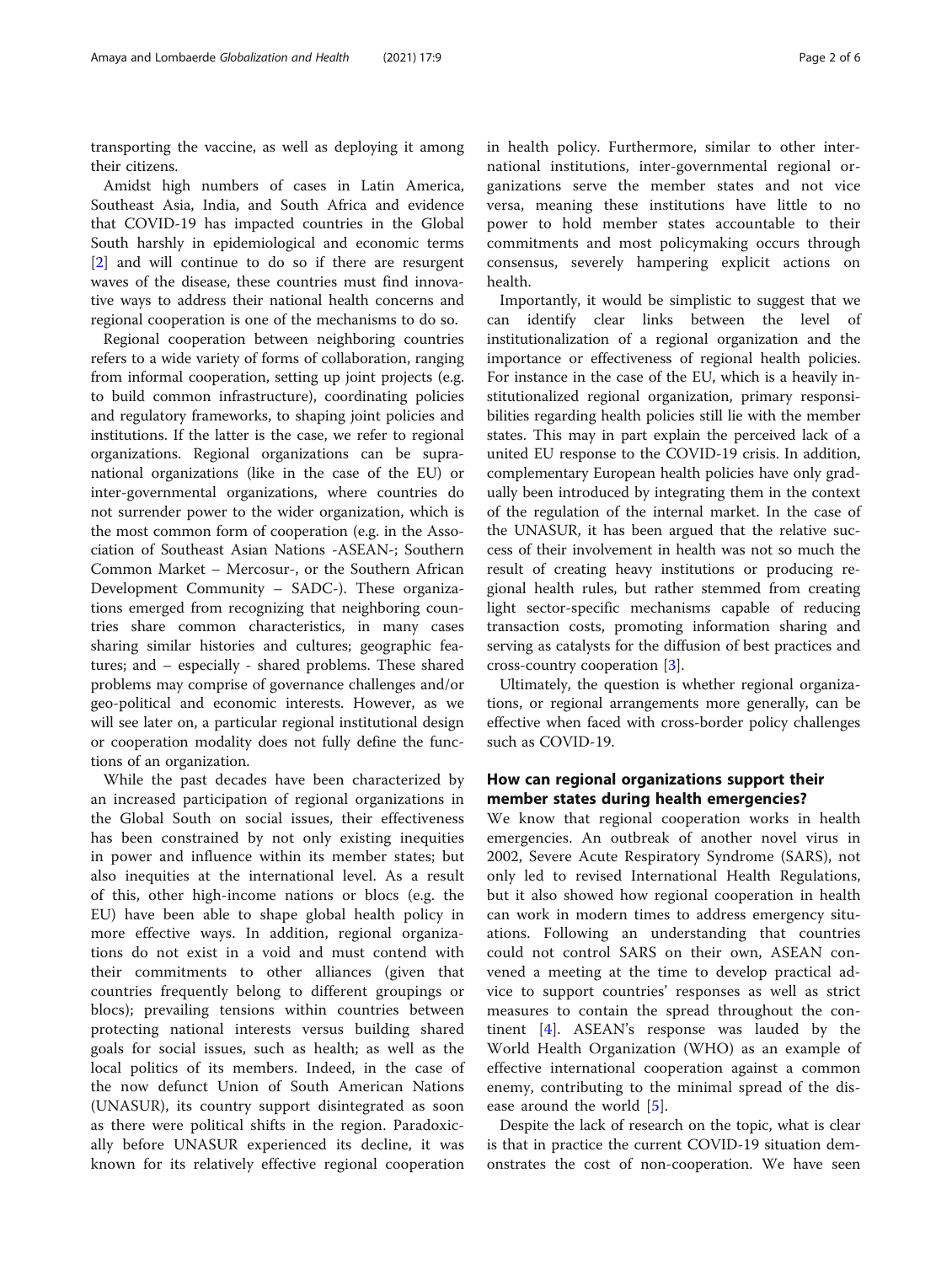transporting the vaccine, as well as deploying it among their citizens.

Amidst high numbers of cases in Latin America, Southeast Asia, India, and South Africa and evidence that COVID-19 has impacted countries in the Global South harshly in epidemiological and economic terms [2] and will continue to do so if there are resurgent waves of the disease, these countries must find innovative ways to address their national health concerns and regional cooperation is one of the mechanisms to do so.

Regional cooperation between neighboring countries refers to a wide variety of forms of collaboration, ranging from informal cooperation, setting up joint projects (e.g. to build common infrastructure), coordinating policies and regulatory frameworks, to shaping joint policies and institutions. If the latter is the case, we refer to regional organizations. Regional organizations can be supranational organizations (like in the case of the EU) or inter-governmental organizations, where countries do not surrender power to the wider organization, which is the most common form of cooperation (e.g. in the Association of Southeast Asian Nations -ASEAN-; Southern Common Market – Mercosur-, or the Southern African Development Community – SADC-). These organizations emerged from recognizing that neighboring countries share common characteristics, in many cases sharing similar histories and cultures; geographic features; and – especially - shared problems. These shared problems may comprise of governance challenges and/or geo-political and economic interests. However, as we will see later on, a particular regional institutional design or cooperation modality does not fully define the functions of an organization.

While the past decades have been characterized by an increased participation of regional organizations in the Global South on social issues, their effectiveness has been constrained by not only existing inequities in power and influence within its member states; but also inequities at the international level. As a result of this, other high-income nations or blocs (e.g. the EU) have been able to shape global health policy in more effective ways. In addition, regional organizations do not exist in a void and must contend with their commitments to other alliances (given that countries frequently belong to different groupings or blocs); prevailing tensions within countries between protecting national interests versus building shared goals for social issues, such as health; as well as the local politics of its members. Indeed, in the case of the now defunct Union of South American Nations (UNASUR), its country support disintegrated as soon as there were political shifts in the region. Paradoxically before UNASUR experienced its decline, it was known for its relatively effective regional cooperation in health policy. Furthermore, similar to other international institutions, inter-governmental regional organizations serve the member states and not vice versa, meaning these institutions have little to no power to hold member states accountable to their commitments and most policymaking occurs through consensus, severely hampering explicit actions on health.

Importantly, it would be simplistic to suggest that we can identify clear links between the level of institutionalization of a regional organization and the importance or effectiveness of regional health policies. For instance in the case of the EU, which is a heavily institutionalized regional organization, primary responsibilities regarding health policies still lie with the member states. This may in part explain the perceived lack of a united EU response to the COVID-19 crisis. In addition, complementary European health policies have only gradually been introduced by integrating them in the context of the regulation of the internal market. In the case of the UNASUR, it has been argued that the relative success of their involvement in health was not so much the result of creating heavy institutions or producing regional health rules, but rather stemmed from creating light sector-specific mechanisms capable of reducing transaction costs, promoting information sharing and serving as catalysts for the diffusion of best practices and cross-country cooperation [3].

Ultimately, the question is whether regional organizations, or regional arrangements more generally, can be effective when faced with cross-border policy challenges such as COVID-19.

## How can regional organizations support their member states during health emergencies?

We know that regional cooperation works in health emergencies. An outbreak of another novel virus in 2002, Severe Acute Respiratory Syndrome (SARS), not only led to revised International Health Regulations, but it also showed how regional cooperation in health can work in modern times to address emergency situations. Following an understanding that countries could not control SARS on their own, ASEAN convened a meeting at the time to develop practical advice to support countries' responses as well as strict measures to contain the spread throughout the continent [4]. ASEAN's response was lauded by the World Health Organization (WHO) as an example of effective international cooperation against a common enemy, contributing to the minimal spread of the disease around the world [5].

Despite the lack of research on the topic, what is clear is that in practice the current COVID-19 situation demonstrates the cost of non-cooperation. We have seen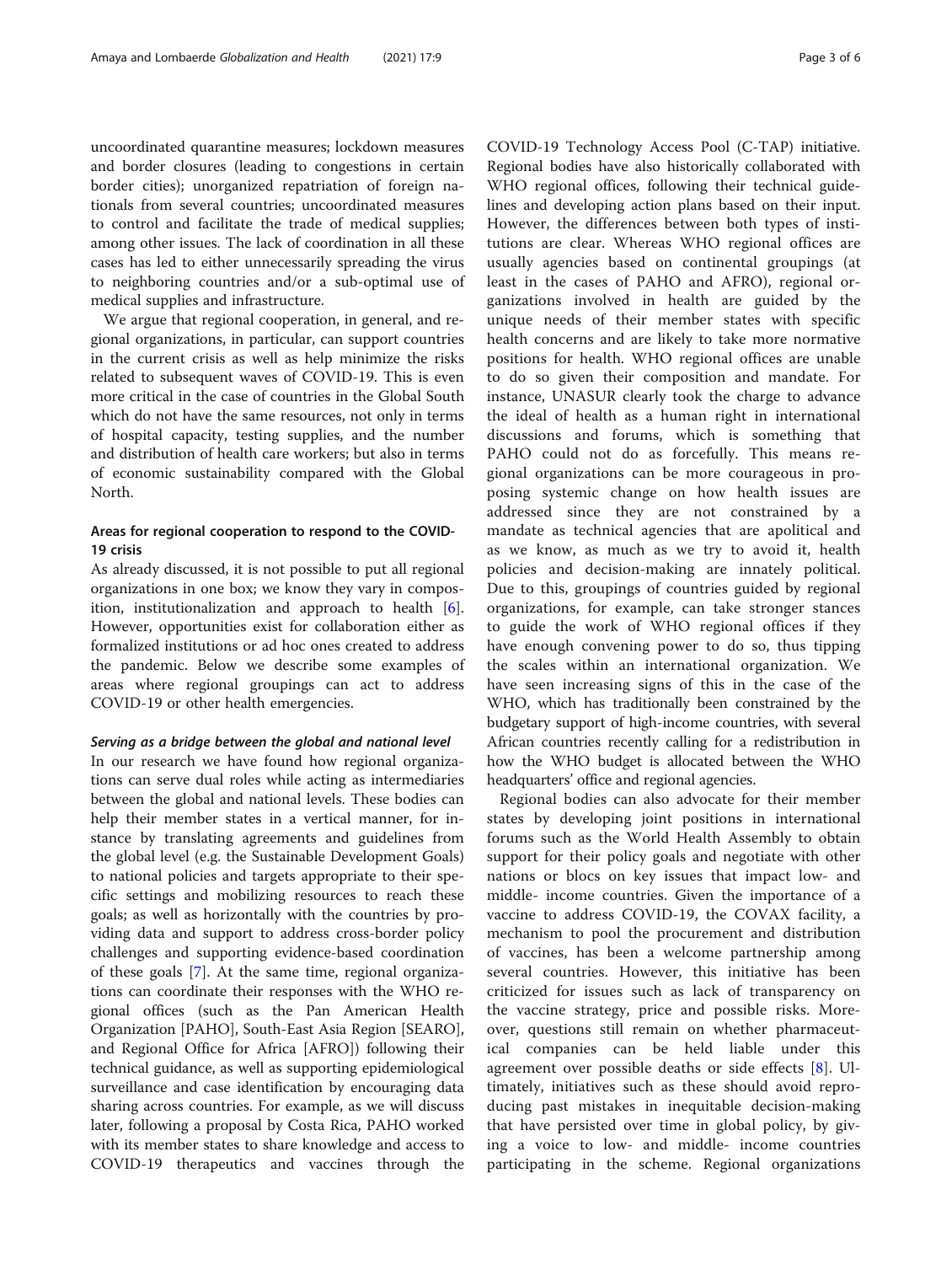uncoordinated quarantine measures; lockdown measures and border closures (leading to congestions in certain border cities); unorganized repatriation of foreign nationals from several countries; uncoordinated measures to control and facilitate the trade of medical supplies; among other issues. The lack of coordination in all these cases has led to either unnecessarily spreading the virus to neighboring countries and/or a sub-optimal use of medical supplies and infrastructure.

We argue that regional cooperation, in general, and regional organizations, in particular, can support countries in the current crisis as well as help minimize the risks related to subsequent waves of COVID-19. This is even more critical in the case of countries in the Global South which do not have the same resources, not only in terms of hospital capacity, testing supplies, and the number and distribution of health care workers; but also in terms of economic sustainability compared with the Global North.

## Areas for regional cooperation to respond to the COVID-19 crisis

As already discussed, it is not possible to put all regional organizations in one box; we know they vary in composition, institutionalization and approach to health [6]. However, opportunities exist for collaboration either as formalized institutions or ad hoc ones created to address the pandemic. Below we describe some examples of areas where regional groupings can act to address COVID-19 or other health emergencies.

### *Serving as a bridge between the global and national level*

In our research we have found how regional organizations can serve dual roles while acting as intermediaries between the global and national levels. These bodies can help their member states in a vertical manner, for instance by translating agreements and guidelines from the global level (e.g. the Sustainable Development Goals) to national policies and targets appropriate to their specific settings and mobilizing resources to reach these goals; as well as horizontally with the countries by providing data and support to address cross-border policy challenges and supporting evidence-based coordination of these goals [7]. At the same time, regional organizations can coordinate their responses with the WHO regional offices (such as the Pan American Health Organization [PAHO], South-East Asia Region [SEARO], and Regional Office for Africa [AFRO]) following their technical guidance, as well as supporting epidemiological surveillance and case identification by encouraging data sharing across countries. For example, as we will discuss later, following a proposal by Costa Rica, PAHO worked with its member states to share knowledge and access to COVID-19 therapeutics and vaccines through the COVID-19 Technology Access Pool (C-TAP) initiative. Regional bodies have also historically collaborated with WHO regional offices, following their technical guidelines and developing action plans based on their input. However, the differences between both types of institutions are clear. Whereas WHO regional offices are usually agencies based on continental groupings (at least in the cases of PAHO and AFRO), regional organizations involved in health are guided by the unique needs of their member states with specific health concerns and are likely to take more normative positions for health. WHO regional offices are unable to do so given their composition and mandate. For instance, UNASUR clearly took the charge to advance the ideal of health as a human right in international discussions and forums, which is something that PAHO could not do as forcefully. This means regional organizations can be more courageous in proposing systemic change on how health issues are addressed since they are not constrained by a mandate as technical agencies that are apolitical and as we know, as much as we try to avoid it, health policies and decision-making are innately political. Due to this, groupings of countries guided by regional organizations, for example, can take stronger stances to guide the work of WHO regional offices if they have enough convening power to do so, thus tipping the scales within an international organization. We have seen increasing signs of this in the case of the WHO, which has traditionally been constrained by the budgetary support of high-income countries, with several African countries recently calling for a redistribution in how the WHO budget is allocated between the WHO headquarters' office and regional agencies.

Regional bodies can also advocate for their member states by developing joint positions in international forums such as the World Health Assembly to obtain support for their policy goals and negotiate with other nations or blocs on key issues that impact low- and middle- income countries. Given the importance of a vaccine to address COVID-19, the COVAX facility, a mechanism to pool the procurement and distribution of vaccines, has been a welcome partnership among several countries. However, this initiative has been criticized for issues such as lack of transparency on the vaccine strategy, price and possible risks. Moreover, questions still remain on whether pharmaceutical companies can be held liable under this agreement over possible deaths or side effects [8]. Ultimately, initiatives such as these should avoid reproducing past mistakes in inequitable decision-making that have persisted over time in global policy, by giving a voice to low- and middle- income countries participating in the scheme. Regional organizations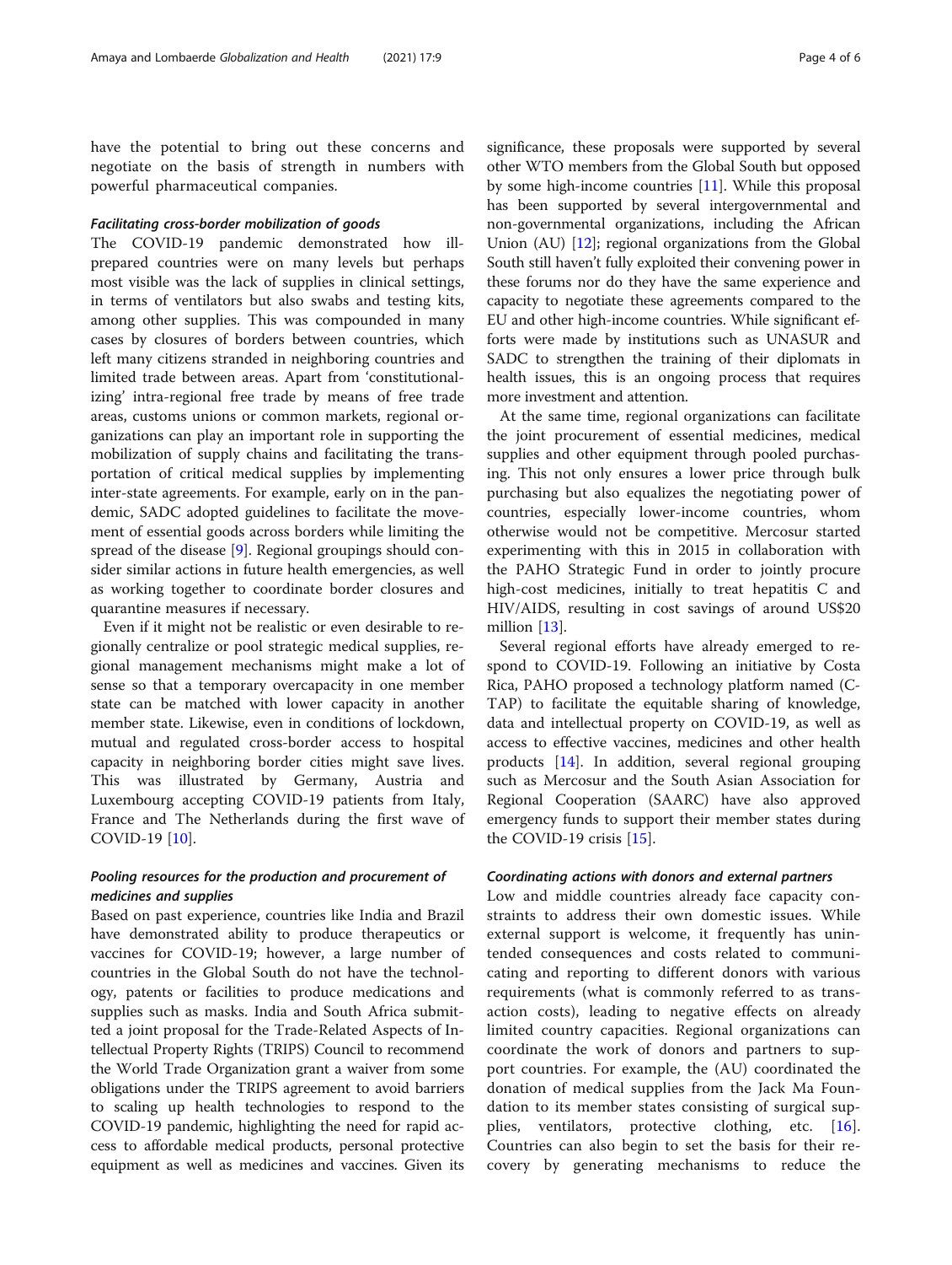have the potential to bring out these concerns and negotiate on the basis of strength in numbers with powerful pharmaceutical companies.

### *Facilitating cross-border mobilization of goods*

The COVID-19 pandemic demonstrated how ill-prepared countries were on many levels but perhaps most visible was the lack of supplies in clinical settings, in terms of ventilators but also swabs and testing kits, among other supplies. This was compounded in many cases by closures of borders between countries, which left many citizens stranded in neighboring countries and limited trade between areas. Apart from 'constitutionalizing' intra-regional free trade by means of free trade areas, customs unions or common markets, regional organizations can play an important role in supporting the mobilization of supply chains and facilitating the transportation of critical medical supplies by implementing inter-state agreements. For example, early on in the pandemic, SADC adopted guidelines to facilitate the movement of essential goods across borders while limiting the spread of the disease [9]. Regional groupings should consider similar actions in future health emergencies, as well as working together to coordinate border closures and quarantine measures if necessary.

Even if it might not be realistic or even desirable to regionally centralize or pool strategic medical supplies, regional management mechanisms might make a lot of sense so that a temporary overcapacity in one member state can be matched with lower capacity in another member state. Likewise, even in conditions of lockdown, mutual and regulated cross-border access to hospital capacity in neighboring border cities might save lives. This was illustrated by Germany, Austria and Luxembourg accepting COVID-19 patients from Italy, France and The Netherlands during the first wave of COVID-19 [10].

### *Pooling resources for the production and procurement of medicines and supplies*

Based on past experience, countries like India and Brazil have demonstrated ability to produce therapeutics or vaccines for COVID-19; however, a large number of countries in the Global South do not have the technology, patents or facilities to produce medications and supplies such as masks. India and South Africa submitted a joint proposal for the Trade-Related Aspects of Intellectual Property Rights (TRIPS) Council to recommend the World Trade Organization grant a waiver from some obligations under the TRIPS agreement to avoid barriers to scaling up health technologies to respond to the COVID-19 pandemic, highlighting the need for rapid access to affordable medical products, personal protective equipment as well as medicines and vaccines. Given its significance, these proposals were supported by several other WTO members from the Global South but opposed by some high-income countries [11]. While this proposal has been supported by several intergovernmental and non-governmental organizations, including the African Union (AU) [12]; regional organizations from the Global South still haven't fully exploited their convening power in these forums nor do they have the same experience and capacity to negotiate these agreements compared to the EU and other high-income countries. While significant efforts were made by institutions such as UNASUR and SADC to strengthen the training of their diplomats in health issues, this is an ongoing process that requires more investment and attention.

At the same time, regional organizations can facilitate the joint procurement of essential medicines, medical supplies and other equipment through pooled purchasing. This not only ensures a lower price through bulk purchasing but also equalizes the negotiating power of countries, especially lower-income countries, whom otherwise would not be competitive. Mercosur started experimenting with this in 2015 in collaboration with the PAHO Strategic Fund in order to jointly procure high-cost medicines, initially to treat hepatitis C and HIV/AIDS, resulting in cost savings of around US$20 million [13].

Several regional efforts have already emerged to respond to COVID-19. Following an initiative by Costa Rica, PAHO proposed a technology platform named (C-TAP) to facilitate the equitable sharing of knowledge, data and intellectual property on COVID-19, as well as access to effective vaccines, medicines and other health products [14]. In addition, several regional grouping such as Mercosur and the South Asian Association for Regional Cooperation (SAARC) have also approved emergency funds to support their member states during the COVID-19 crisis [15].

### *Coordinating actions with donors and external partners*

Low and middle countries already face capacity constraints to address their own domestic issues. While external support is welcome, it frequently has unintended consequences and costs related to communicating and reporting to different donors with various requirements (what is commonly referred to as transaction costs), leading to negative effects on already limited country capacities. Regional organizations can coordinate the work of donors and partners to support countries. For example, the (AU) coordinated the donation of medical supplies from the Jack Ma Foundation to its member states consisting of surgical supplies, ventilators, protective clothing, etc. [16]. Countries can also begin to set the basis for their recovery by generating mechanisms to reduce the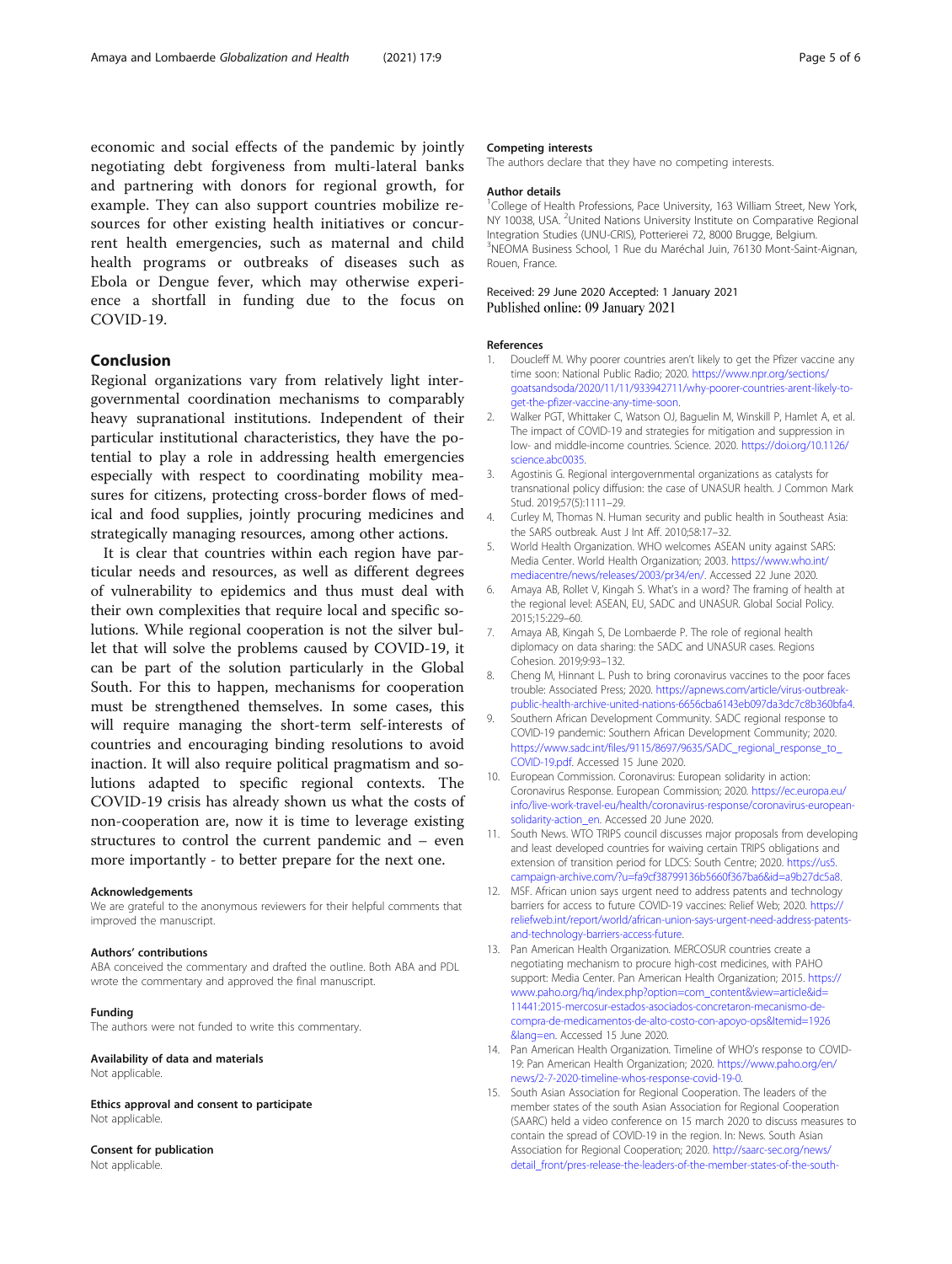economic and social effects of the pandemic by jointly negotiating debt forgiveness from multi-lateral banks and partnering with donors for regional growth, for example. They can also support countries mobilize resources for other existing health initiatives or concurrent health emergencies, such as maternal and child health programs or outbreaks of diseases such as Ebola or Dengue fever, which may otherwise experience a shortfall in funding due to the focus on COVID-19.

## Conclusion

Regional organizations vary from relatively light intergovernmental coordination mechanisms to comparably heavy supranational institutions. Independent of their particular institutional characteristics, they have the potential to play a role in addressing health emergencies especially with respect to coordinating mobility measures for citizens, protecting cross-border flows of medical and food supplies, jointly procuring medicines and strategically managing resources, among other actions.

It is clear that countries within each region have particular needs and resources, as well as different degrees of vulnerability to epidemics and thus must deal with their own complexities that require local and specific solutions. While regional cooperation is not the silver bullet that will solve the problems caused by COVID-19, it can be part of the solution particularly in the Global South. For this to happen, mechanisms for cooperation must be strengthened themselves. In some cases, this will require managing the short-term self-interests of countries and encouraging binding resolutions to avoid inaction. It will also require political pragmatism and solutions adapted to specific regional contexts. The COVID-19 crisis has already shown us what the costs of non-cooperation are, now it is time to leverage existing structures to control the current pandemic and – even more importantly - to better prepare for the next one.

#### Acknowledgements

We are grateful to the anonymous reviewers for their helpful comments that improved the manuscript.

#### Authors' contributions

ABA conceived the commentary and drafted the outline. Both ABA and PDL wrote the commentary and approved the final manuscript.

#### Funding

The authors were not funded to write this commentary.

#### Availability of data and materials

Not applicable.

#### Ethics approval and consent to participate

Not applicable.

#### Consent for publication

Not applicable.

#### Competing interests

The authors declare that they have no competing interests.

#### Author details

[1]College of Health Professions, Pace University, 163 William Street, New York, NY 10038, USA. [2]United Nations University Institute on Comparative Regional Integration Studies (UNU-CRIS), Potterierei 72, 8000 Brugge, Belgium. [3]NEOMA Business School, 1 Rue du Maréchal Juin, 76130 Mont-Saint-Aignan, Rouen, France.

Received: 29 June 2020 Accepted: 1 January 2021
Published online: 09 January 2021

#### References

1. Doucleff M. Why poorer countries aren't likely to get the Pfizer vaccine any time soon: National Public Radio; 2020. https://www.npr.org/sections/goatsandsoda/2020/11/11/933942711/why-poorer-countries-arent-likely-to-get-the-pfizer-vaccine-any-time-soon.
2. Walker PGT, Whittaker C, Watson OJ, Baguelin M, Winskill P, Hamlet A, et al. The impact of COVID-19 and strategies for mitigation and suppression in low- and middle-income countries. Science. 2020. https://doi.org/10.1126/science.abc0035.
3. Agostinis G. Regional intergovernmental organizations as catalysts for transnational policy diffusion: the case of UNASUR health. J Common Mark Stud. 2019;57(5):1111–29.
4. Curley M, Thomas N. Human security and public health in Southeast Asia: the SARS outbreak. Aust J Int Aff. 2010;58:17–32.
5. World Health Organization. WHO welcomes ASEAN unity against SARS: Media Center. World Health Organization; 2003. https://www.who.int/mediacentre/news/releases/2003/pr34/en/. Accessed 22 June 2020.
6. Amaya AB, Rollet V, Kingah S. What's in a word? The framing of health at the regional level: ASEAN, EU, SADC and UNASUR. Global Social Policy. 2015;15:229–60.
7. Amaya AB, Kingah S, De Lombaerde P. The role of regional health diplomacy on data sharing: the SADC and UNASUR cases. Regions Cohesion. 2019;9:93–132.
8. Cheng M, Hinnant L. Push to bring coronavirus vaccines to the poor faces trouble: Associated Press; 2020. https://apnews.com/article/virus-outbreak-public-health-archive-united-nations-6656cba6143eb097da3dc7c8b360bfa4.
9. Southern African Development Community. SADC regional response to COVID-19 pandemic: Southern African Development Community; 2020. https://www.sadc.int/files/9115/8697/9635/SADC_regional_response_to_COVID-19.pdf. Accessed 15 June 2020.
10. European Commission. Coronavirus: European solidarity in action: Coronavirus Response. European Commission; 2020. https://ec.europa.eu/info/live-work-travel-eu/health/coronavirus-response/coronavirus-european-solidarity-action_en. Accessed 20 June 2020.
11. South News. WTO TRIPS council discusses major proposals from developing and least developed countries for waiving certain TRIPS obligations and extension of transition period for LDCS: South Centre; 2020. https://us5.campaign-archive.com/?u=fa9cf38799136b5660f367ba6&id=a9b27dc5a8.
12. MSF. African union says urgent need to address patents and technology barriers for access to future COVID-19 vaccines: Relief Web; 2020. https://reliefweb.int/report/world/african-union-says-urgent-need-address-patents-and-technology-barriers-access-future.
13. Pan American Health Organization. MERCOSUR countries create a negotiating mechanism to procure high-cost medicines, with PAHO support: Media Center. Pan American Health Organization; 2015. https://www.paho.org/hq/index.php?option=com_content&view=article&id=11441:2015-mercosur-estados-asociados-concretaron-mecanismo-de-compra-de-medicamentos-de-alto-costo-con-apoyo-ops&Itemid=1926&lang=en. Accessed 15 June 2020.
14. Pan American Health Organization. Timeline of WHO's response to COVID-19: Pan American Health Organization; 2020. https://www.paho.org/en/news/2-7-2020-timeline-whos-response-covid-19-0.
15. South Asian Association for Regional Cooperation. The leaders of the member states of the south Asian Association for Regional Cooperation (SAARC) held a video conference on 15 march 2020 to discuss measures to contain the spread of COVID-19 in the region. In: News. South Asian Association for Regional Cooperation; 2020. http://saarc-sec.org/news/detail_front/pres-release-the-leaders-of-the-member-states-of-the-south-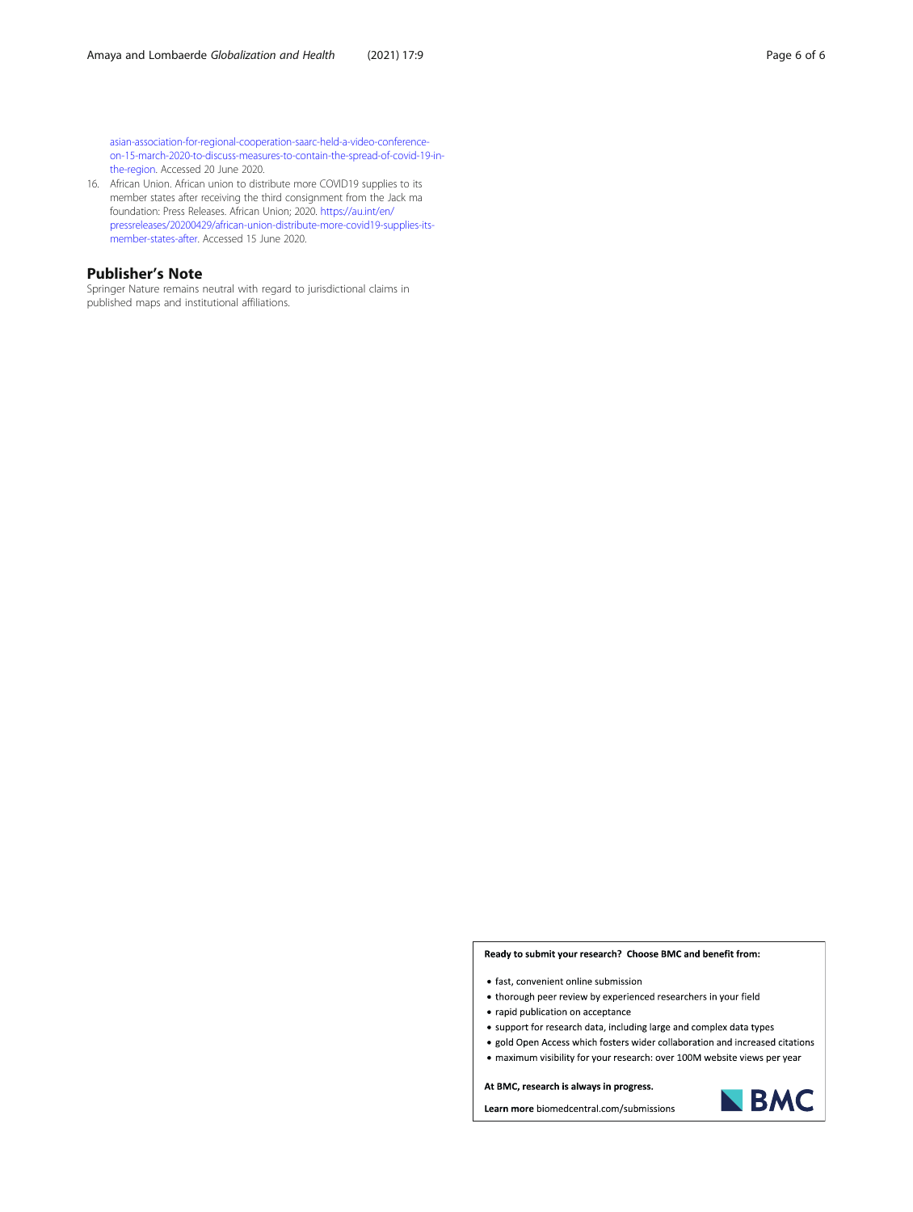asian-association-for-regional-cooperation-saarc-held-a-video-conference-on-15-march-2020-to-discuss-measures-to-contain-the-spread-of-covid-19-in-the-region. Accessed 20 June 2020.

16. African Union. African union to distribute more COVID19 supplies to its member states after receiving the third consignment from the Jack ma foundation: Press Releases. African Union; 2020. https://au.int/en/pressreleases/20200429/african-union-distribute-more-covid19-supplies-its-member-states-after. Accessed 15 June 2020.

## Publisher's Note

Springer Nature remains neutral with regard to jurisdictional claims in published maps and institutional affiliations.

**Ready to submit your research? Choose BMC and benefit from:**

- fast, convenient online submission
- thorough peer review by experienced researchers in your field
- rapid publication on acceptance
- support for research data, including large and complex data types
- gold Open Access which fosters wider collaboration and increased citations
- maximum visibility for your research: over 100M website views per year

**At BMC, research is always in progress.**

**Learn more** biomedcentral.com/submissions

BMC